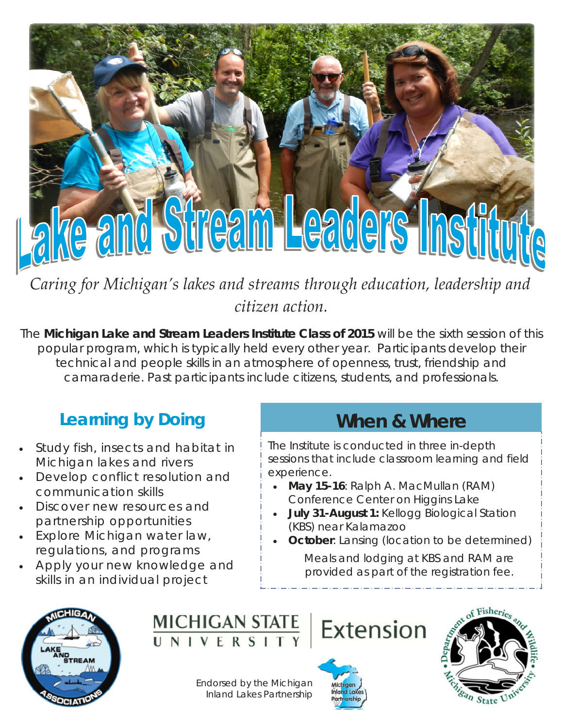# Lake and Stream Leaders Institute

*Caring for Michigan's lakes and streams through education, leadership and citizen action.*

The **Michigan Lake and Stream Leaders Institute Class of 2015** will be the sixth session of this popular program, which is typically held every other year. Participants develop their technical and people skills in an atmosphere of openness, trust, friendship and camaraderie. Past participants include citizens, students, and professionals.

## Learning by Doing

- Study fish, insects and habitat in Michigan lakes and rivers
- Develop conflict resolution and communication skills
- Discover new resources and partnership opportunities
- Explore Michigan water law, regulations, and programs
- Apply your new knowledge and skills in an individual project

## When & Where

The Institute is conducted in three in-depth sessions that include classroom learning and field experience.

- **May 15-16**: Ralph A. MacMullan (RAM) Conference Center on Higgins Lake
- **July 31-August 1:** Kellogg Biological Station (KBS) near Kalamazoo
- **October**: Lansing (location to be determined)

Meals and lodging at KBS and RAM are provided as part of the registration fee.

Michigan Lake and Stream Associations

Michigan State University Extension

Department of Fisheries and Wildlife, Michigan State University

Endorsed by the Michigan Inland Lakes Partnership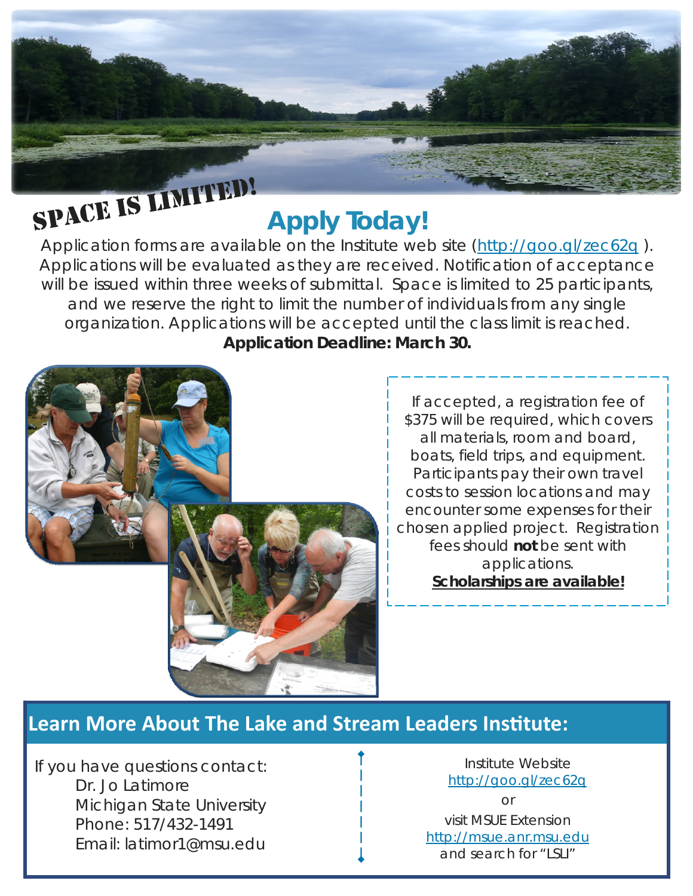SPACE IS LIMITED!

## Apply Today!

Application forms are available on the Institute web site (http://goo.gl/zec62q ). Applications will be evaluated as they are received. Notification of acceptance will be issued within three weeks of submittal. Space is limited to 25 participants, and we reserve the right to limit the number of individuals from any single organization. Applications will be accepted until the class limit is reached.

**Application Deadline: March 30.**

If accepted, a registration fee of $375 will be required, which covers all materials, room and board, boats, field trips, and equipment. Participants pay their own travel costs to session locations and may encounter some expenses for their chosen applied project. Registration fees should **not** be sent with applications.

**Scholarships are available!**

## Learn More About The Lake and Stream Leaders Institute:

If you have questions contact:
Dr. Jo Latimore
Michigan State University
Phone: 517/432-1491
Email: latimor1@msu.edu

Institute Website
http://goo.gl/zec62q
or
visit MSUE Extension
http://msue.anr.msu.edu
and search for "LSLI"